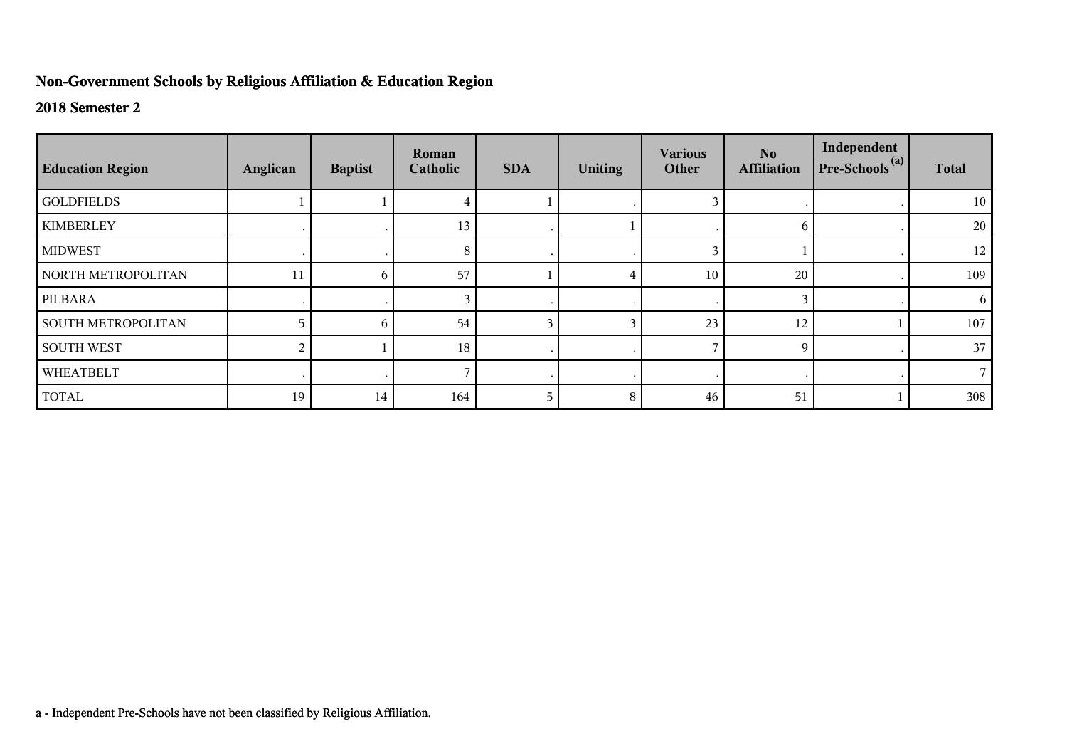**Non-Government Schools by Religious Affiliation & Education Region**

**2018 Semester 2**

| Education Region | Anglican | Baptist | Roman Catholic | SDA | Uniting | Various Other | No Affiliation | Independent Pre-Schools [(a)] | Total |
|---|---|---|---|---|---|---|---|---|---|
| GOLDFIELDS | 1 | 1 | 4 | 1 | . | 3 | . | . | 10 |
| KIMBERLEY | . | . | 13 | . | 1 | . | 6 | . | 20 |
| MIDWEST | . | . | 8 | . | . | 3 | 1 | . | 12 |
| NORTH METROPOLITAN | 11 | 6 | 57 | 1 | 4 | 10 | 20 | . | 109 |
| PILBARA | . | . | 3 | . | . | . | 3 | . | 6 |
| SOUTH METROPOLITAN | 5 | 6 | 54 | 3 | 3 | 23 | 12 | 1 | 107 |
| SOUTH WEST | 2 | 1 | 18 | . | . | 7 | 9 | . | 37 |
| WHEATBELT | . | . | 7 | . | . | . | . | . | 7 |
| TOTAL | 19 | 14 | 164 | 5 | 8 | 46 | 51 | 1 | 308 |

a - Independent Pre-Schools have not been classified by Religious Affiliation.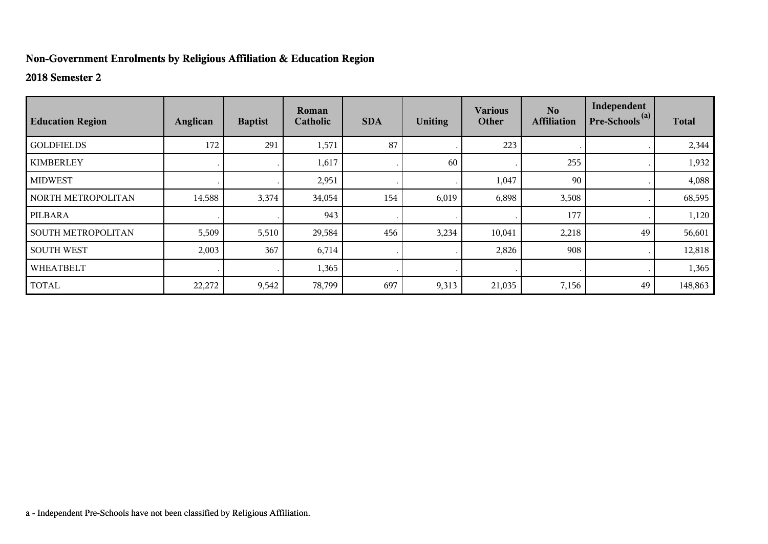**Non-Government Enrolments by Religious Affiliation & Education Region**

**2018 Semester 2**

| Education Region | Anglican | Baptist | Roman Catholic | SDA | Uniting | Various Other | No Affiliation | Independent Pre-Schools [(a)] | Total |
|---|---|---|---|---|---|---|---|---|---|
| GOLDFIELDS | 172 | 291 | 1,571 | 87 | . | 223 | . | . | 2,344 |
| KIMBERLEY | . | . | 1,617 | . | 60 | . | 255 | . | 1,932 |
| MIDWEST | . | . | 2,951 | . | . | 1,047 | 90 | . | 4,088 |
| NORTH METROPOLITAN | 14,588 | 3,374 | 34,054 | 154 | 6,019 | 6,898 | 3,508 | . | 68,595 |
| PILBARA | . | . | 943 | . | . | . | 177 | . | 1,120 |
| SOUTH METROPOLITAN | 5,509 | 5,510 | 29,584 | 456 | 3,234 | 10,041 | 2,218 | 49 | 56,601 |
| SOUTH WEST | 2,003 | 367 | 6,714 | . | . | 2,826 | 908 | . | 12,818 |
| WHEATBELT | . | . | 1,365 | . | . | . | . | . | 1,365 |
| TOTAL | 22,272 | 9,542 | 78,799 | 697 | 9,313 | 21,035 | 7,156 | 49 | 148,863 |

a - Independent Pre-Schools have not been classified by Religious Affiliation.